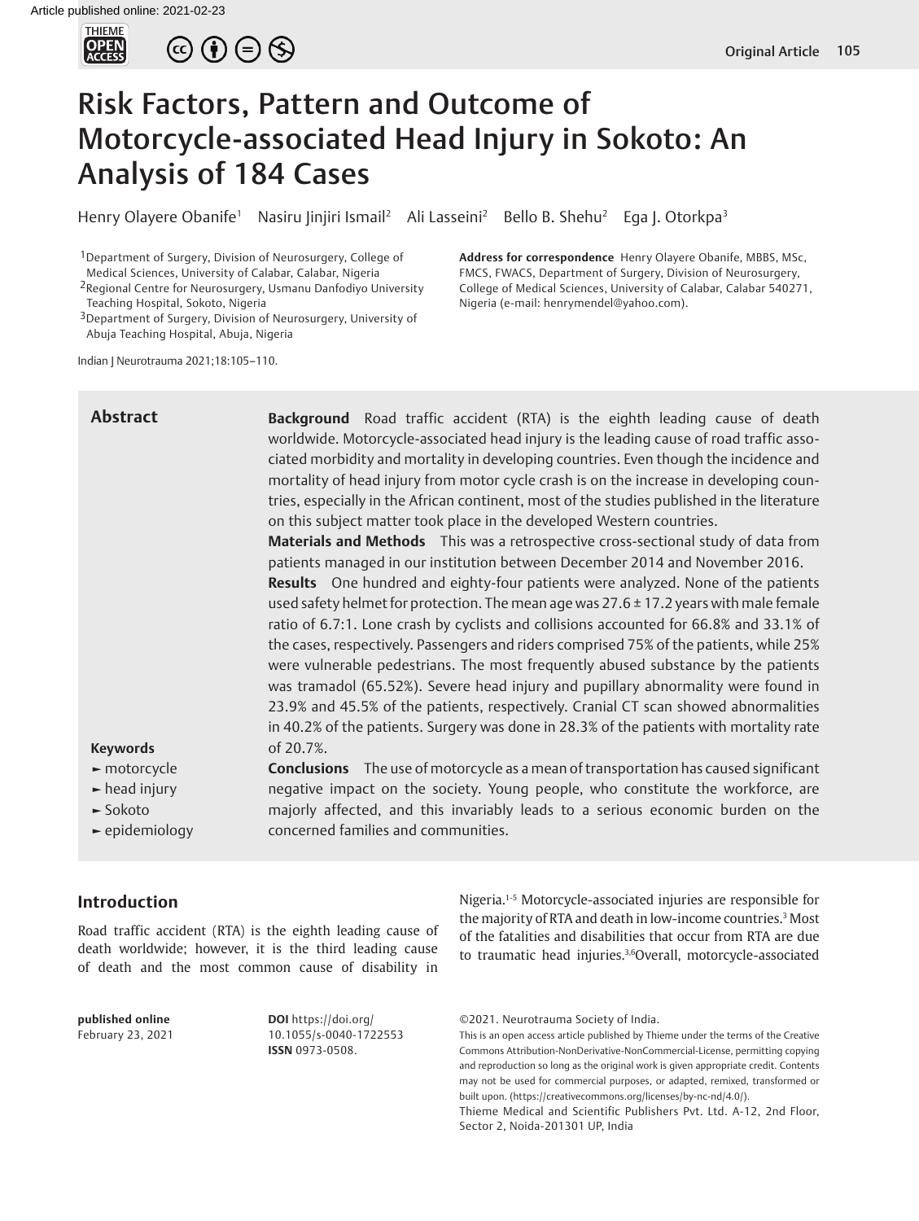# Risk Factors, Pattern and Outcome of Motorcycle-associated Head Injury in Sokoto: An Analysis of 184 Cases

Henry Olayere Obanife[1] Nasiru Jinjiri Ismail[2] Ali Lasseini[2] Bello B. Shehu[2] Ega J. Otorkpa[3]

[1]Department of Surgery, Division of Neurosurgery, College of Medical Sciences, University of Calabar, Calabar, Nigeria
[2]Regional Centre for Neurosurgery, Usmanu Danfodiyo University Teaching Hospital, Sokoto, Nigeria
[3]Department of Surgery, Division of Neurosurgery, University of Abuja Teaching Hospital, Abuja, Nigeria

**Address for correspondence** Henry Olayere Obanife, MBBS, MSc, FMCS, FWACS, Department of Surgery, Division of Neurosurgery, College of Medical Sciences, University of Calabar, Calabar 540271, Nigeria (e-mail: henrymendel@yahoo.com).

Indian J Neurotrauma 2021;18:105–110.

## Abstract

**Background** Road traffic accident (RTA) is the eighth leading cause of death worldwide. Motorcycle-associated head injury is the leading cause of road traffic associated morbidity and mortality in developing countries. Even though the incidence and mortality of head injury from motor cycle crash is on the increase in developing countries, especially in the African continent, most of the studies published in the literature on this subject matter took place in the developed Western countries.

**Materials and Methods** This was a retrospective cross-sectional study of data from patients managed in our institution between December 2014 and November 2016.

**Results** One hundred and eighty-four patients were analyzed. None of the patients used safety helmet for protection. The mean age was 27.6 ± 17.2 years with male female ratio of 6.7:1. Lone crash by cyclists and collisions accounted for 66.8% and 33.1% of the cases, respectively. Passengers and riders comprised 75% of the patients, while 25% were vulnerable pedestrians. The most frequently abused substance by the patients was tramadol (65.52%). Severe head injury and pupillary abnormality were found in 23.9% and 45.5% of the patients, respectively. Cranial CT scan showed abnormalities in 40.2% of the patients. Surgery was done in 28.3% of the patients with mortality rate of 20.7%.

**Conclusions** The use of motorcycle as a mean of transportation has caused significant negative impact on the society. Young people, who constitute the workforce, are majorly affected, and this invariably leads to a serious economic burden on the concerned families and communities.

**Keywords**
- motorcycle
- head injury
- Sokoto
- epidemiology

## Introduction

Road traffic accident (RTA) is the eighth leading cause of death worldwide; however, it is the third leading cause of death and the most common cause of disability in Nigeria.[1-5] Motorcycle-associated injuries are responsible for the majority of RTA and death in low-income countries.[3] Most of the fatalities and disabilities that occur from RTA are due to traumatic head injuries.[3,6]Overall, motorcycle-associated

**published online** February 23, 2021

**DOI** https://doi.org/10.1055/s-0040-1722553
**ISSN** 0973-0508.

©2021. Neurotrauma Society of India.

This is an open access article published by Thieme under the terms of the Creative Commons Attribution-NonDerivative-NonCommercial-License, permitting copying and reproduction so long as the original work is given appropriate credit. Contents may not be used for commercial purposes, or adapted, remixed, transformed or built upon. (https://creativecommons.org/licenses/by-nc-nd/4.0/).

Thieme Medical and Scientific Publishers Pvt. Ltd. A-12, 2nd Floor, Sector 2, Noida-201301 UP, India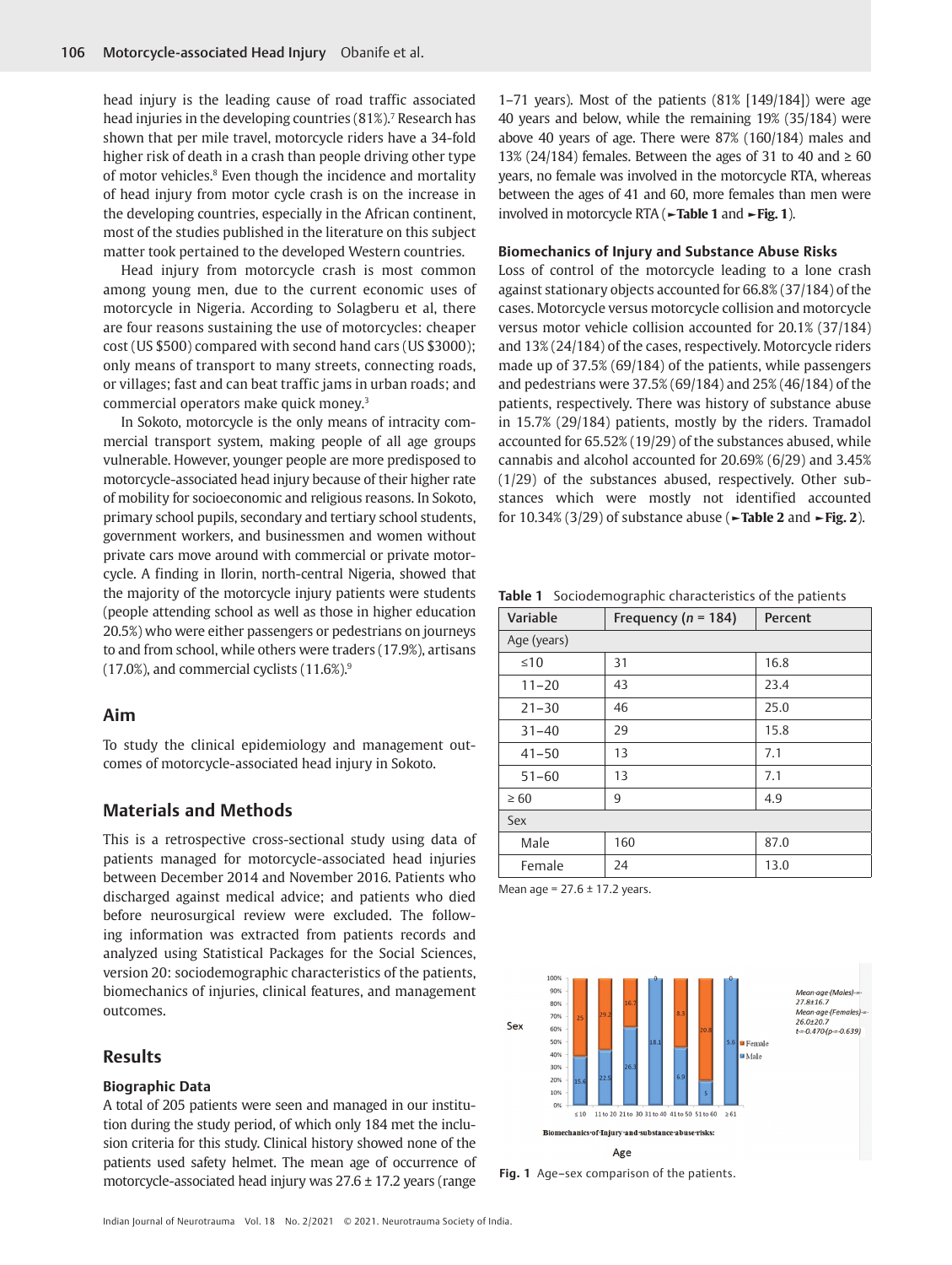head injury is the leading cause of road traffic associated head injuries in the developing countries (81%).[7] Research has shown that per mile travel, motorcycle riders have a 34-fold higher risk of death in a crash than people driving other type of motor vehicles.[8] Even though the incidence and mortality of head injury from motor cycle crash is on the increase in the developing countries, especially in the African continent, most of the studies published in the literature on this subject matter took pertained to the developed Western countries.

Head injury from motorcycle crash is most common among young men, due to the current economic uses of motorcycle in Nigeria. According to Solagberu et al, there are four reasons sustaining the use of motorcycles: cheaper cost (US \$500) compared with second hand cars (US \$3000); only means of transport to many streets, connecting roads, or villages; fast and can beat traffic jams in urban roads; and commercial operators make quick money.[3]

In Sokoto, motorcycle is the only means of intracity commercial transport system, making people of all age groups vulnerable. However, younger people are more predisposed to motorcycle-associated head injury because of their higher rate of mobility for socioeconomic and religious reasons. In Sokoto, primary school pupils, secondary and tertiary school students, government workers, and businessmen and women without private cars move around with commercial or private motorcycle. A finding in Ilorin, north-central Nigeria, showed that the majority of the motorcycle injury patients were students (people attending school as well as those in higher education 20.5%) who were either passengers or pedestrians on journeys to and from school, while others were traders (17.9%), artisans (17.0%), and commercial cyclists (11.6%).[9]

## Aim

To study the clinical epidemiology and management outcomes of motorcycle-associated head injury in Sokoto.

## Materials and Methods

This is a retrospective cross-sectional study using data of patients managed for motorcycle-associated head injuries between December 2014 and November 2016. Patients who discharged against medical advice; and patients who died before neurosurgical review were excluded. The following information was extracted from patients records and analyzed using Statistical Packages for the Social Sciences, version 20: sociodemographic characteristics of the patients, biomechanics of injuries, clinical features, and management outcomes.

## Results

### Biographic Data

A total of 205 patients were seen and managed in our institution during the study period, of which only 184 met the inclusion criteria for this study. Clinical history showed none of the patients used safety helmet. The mean age of occurrence of motorcycle-associated head injury was 27.6 ± 17.2 years (range 1–71 years). Most of the patients (81% [149/184]) were age 40 years and below, while the remaining 19% (35/184) were above 40 years of age. There were 87% (160/184) males and 13% (24/184) females. Between the ages of 31 to 40 and ≥ 60 years, no female was involved in the motorcycle RTA, whereas between the ages of 41 and 60, more females than men were involved in motorcycle RTA (►**Table 1** and ►**Fig. 1**).

### Biomechanics of Injury and Substance Abuse Risks

Loss of control of the motorcycle leading to a lone crash against stationary objects accounted for 66.8% (37/184) of the cases. Motorcycle versus motorcycle collision and motorcycle versus motor vehicle collision accounted for 20.1% (37/184) and 13% (24/184) of the cases, respectively. Motorcycle riders made up of 37.5% (69/184) of the patients, while passengers and pedestrians were 37.5% (69/184) and 25% (46/184) of the patients, respectively. There was history of substance abuse in 15.7% (29/184) patients, mostly by the riders. Tramadol accounted for 65.52% (19/29) of the substances abused, while cannabis and alcohol accounted for 20.69% (6/29) and 3.45% (1/29) of the substances abused, respectively. Other substances which were mostly not identified accounted for 10.34% (3/29) of substance abuse (►**Table 2** and ►**Fig. 2**).

**Table 1** Sociodemographic characteristics of the patients

| Variable | Frequency ($n$ = 184) | Percent |
|---|---|---|
| Age (years) | | |
| ≤10 | 31 | 16.8 |
| 11–20 | 43 | 23.4 |
| 21–30 | 46 | 25.0 |
| 31–40 | 29 | 15.8 |
| 41–50 | 13 | 7.1 |
| 51–60 | 13 | 7.1 |
| ≥ 60 | 9 | 4.9 |
| Sex | | |
| Male | 160 | 87.0 |
| Female | 24 | 13.0 |

Mean age = 27.6 ± 17.2 years.

**Fig. 1** Age–sex comparison of the patients.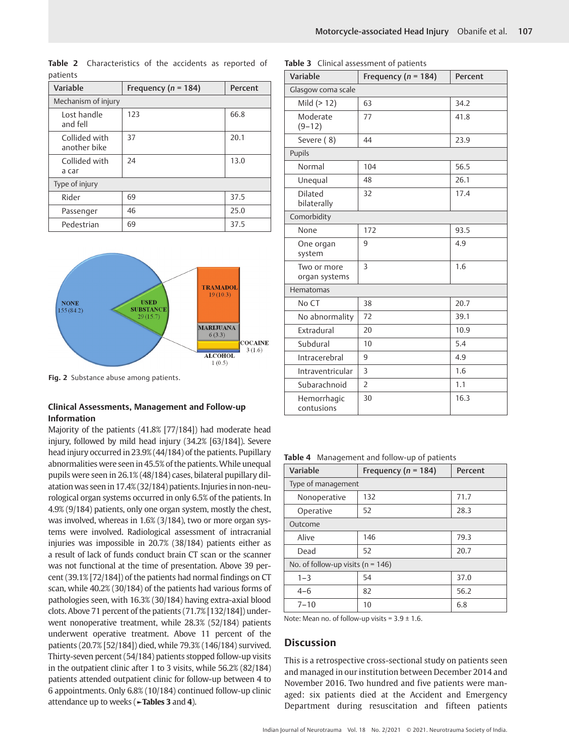**Table 2** Characteristics of the accidents as reported of patients

| Variable | Frequency (*n* = 184) | Percent |
|---|---|---|
| Mechanism of injury | | |
| Lost handle and fell | 123 | 66.8 |
| Collided with another bike | 37 | 20.1 |
| Collided with a car | 24 | 13.0 |
| Type of injury | | |
| Rider | 69 | 37.5 |
| Passenger | 46 | 25.0 |
| Pedestrian | 69 | 37.5 |

NONE 155 (84.2); USED SUBSTANCE 29 (15.7); TRAMADOL 19 (10.3); MARIJUANA 6 (3.3); COCAINE 3 (1.6); ALCOHOL 1 (0.5)

**Fig. 2** Substance abuse among patients.

### Clinical Assessments, Management and Follow-up Information

Majority of the patients (41.8% [77/184]) had moderate head injury, followed by mild head injury (34.2% [63/184]). Severe head injury occurred in 23.9% (44/184) of the patients. Pupillary abnormalities were seen in 45.5% of the patients. While unequal pupils were seen in 26.1% (48/184) cases, bilateral pupillary dilatation was seen in 17.4% (32/184) patients. Injuries in non-neurological organ systems occurred in only 6.5% of the patients. In 4.9% (9/184) patients, only one organ system, mostly the chest, was involved, whereas in 1.6% (3/184), two or more organ systems were involved. Radiological assessment of intracranial injuries was impossible in 20.7% (38/184) patients either as a result of lack of funds conduct brain CT scan or the scanner was not functional at the time of presentation. Above 39 percent (39.1% [72/184]) of the patients had normal findings on CT scan, while 40.2% (30/184) of the patients had various forms of pathologies seen, with 16.3% (30/184) having extra-axial blood clots. Above 71 percent of the patients (71.7% [132/184]) underwent nonoperative treatment, while 28.3% (52/184) patients underwent operative treatment. Above 11 percent of the patients (20.7% [52/184]) died, while 79.3% (146/184) survived. Thirty-seven percent (54/184) patients stopped follow-up visits in the outpatient clinic after 1 to 3 visits, while 56.2% (82/184) patients attended outpatient clinic for follow-up between 4 to 6 appointments. Only 6.8% (10/184) continued follow-up clinic attendance up to weeks (►**Tables 3** and **4**).

**Table 3** Clinical assessment of patients

| Variable | Frequency (*n* = 184) | Percent |
|---|---|---|
| Glasgow coma scale | | |
| Mild (> 12) | 63 | 34.2 |
| Moderate (9–12) | 77 | 41.8 |
| Severe ( 8) | 44 | 23.9 |
| Pupils | | |
| Normal | 104 | 56.5 |
| Unequal | 48 | 26.1 |
| Dilated bilaterally | 32 | 17.4 |
| Comorbidity | | |
| None | 172 | 93.5 |
| One organ system | 9 | 4.9 |
| Two or more organ systems | 3 | 1.6 |
| Hematomas | | |
| No CT | 38 | 20.7 |
| No abnormality | 72 | 39.1 |
| Extradural | 20 | 10.9 |
| Subdural | 10 | 5.4 |
| Intracerebral | 9 | 4.9 |
| Intraventricular | 3 | 1.6 |
| Subarachnoid | 2 | 1.1 |
| Hemorrhagic contusions | 30 | 16.3 |

**Table 4** Management and follow-up of patients

| Variable | Frequency (*n* = 184) | Percent |
|---|---|---|
| Type of management | | |
| Nonoperative | 132 | 71.7 |
| Operative | 52 | 28.3 |
| Outcome | | |
| Alive | 146 | 79.3 |
| Dead | 52 | 20.7 |
| No. of follow-up visits (n = 146) | | |
| 1–3 | 54 | 37.0 |
| 4–6 | 82 | 56.2 |
| 7–10 | 10 | 6.8 |

Note: Mean no. of follow-up visits = 3.9 ± 1.6.

## Discussion

This is a retrospective cross-sectional study on patients seen and managed in our institution between December 2014 and November 2016. Two hundred and five patients were managed: six patients died at the Accident and Emergency Department during resuscitation and fifteen patients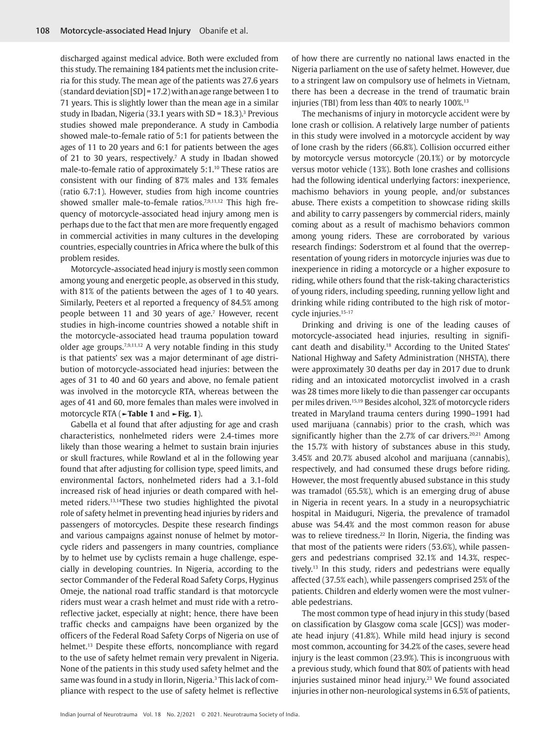discharged against medical advice. Both were excluded from this study. The remaining 184 patients met the inclusion criteria for this study. The mean age of the patients was 27.6 years (standard deviation [SD] = 17.2) with an age range between 1 to 71 years. This is slightly lower than the mean age in a similar study in Ibadan, Nigeria (33.1 years with SD = 18.3).[3] Previous studies showed male preponderance. A study in Cambodia showed male-to-female ratio of 5:1 for patients between the ages of 11 to 20 years and 6:1 for patients between the ages of 21 to 30 years, respectively.[7] A study in Ibadan showed male-to-female ratio of approximately 5:1.[10] These ratios are consistent with our finding of 87% males and 13% females (ratio 6.7:1). However, studies from high income countries showed smaller male-to-female ratios.[7,9,11,12] This high frequency of motorcycle-associated head injury among men is perhaps due to the fact that men are more frequently engaged in commercial activities in many cultures in the developing countries, especially countries in Africa where the bulk of this problem resides.

Motorcycle-associated head injury is mostly seen common among young and energetic people, as observed in this study, with 81% of the patients between the ages of 1 to 40 years. Similarly, Peeters et al reported a frequency of 84.5% among people between 11 and 30 years of age.[7] However, recent studies in high-income countries showed a notable shift in the motorcycle-associated head trauma population toward older age groups.[7,9,11,12] A very notable finding in this study is that patients' sex was a major determinant of age distribution of motorcycle-associated head injuries: between the ages of 31 to 40 and 60 years and above, no female patient was involved in the motorcycle RTA, whereas between the ages of 41 and 60, more females than males were involved in motorcycle RTA (**►Table 1** and **►Fig. 1**).

Gabella et al found that after adjusting for age and crash characteristics, nonhelmeted riders were 2.4-times more likely than those wearing a helmet to sustain brain injuries or skull fractures, while Rowland et al in the following year found that after adjusting for collision type, speed limits, and environmental factors, nonhelmeted riders had a 3.1-fold increased risk of head injuries or death compared with helmeted riders.[13,14] These two studies highlighted the pivotal role of safety helmet in preventing head injuries by riders and passengers of motorcycles. Despite these research findings and various campaigns against nonuse of helmet by motorcycle riders and passengers in many countries, compliance by to helmet use by cyclists remain a huge challenge, especially in developing countries. In Nigeria, according to the sector Commander of the Federal Road Safety Corps, Hyginus Omeje, the national road traffic standard is that motorcycle riders must wear a crash helmet and must ride with a retroreflective jacket, especially at night; hence, there have been traffic checks and campaigns have been organized by the officers of the Federal Road Safety Corps of Nigeria on use of helmet.[13] Despite these efforts, noncompliance with regard to the use of safety helmet remain very prevalent in Nigeria. None of the patients in this study used safety helmet and the same was found in a study in Ilorin, Nigeria.[3] This lack of compliance with respect to the use of safety helmet is reflective of how there are currently no national laws enacted in the Nigeria parliament on the use of safety helmet. However, due to a stringent law on compulsory use of helmets in Vietnam, there has been a decrease in the trend of traumatic brain injuries (TBI) from less than 40% to nearly 100%.[13]

The mechanisms of injury in motorcycle accident were by lone crash or collision. A relatively large number of patients in this study were involved in a motorcycle accident by way of lone crash by the riders (66.8%). Collision occurred either by motorcycle versus motorcycle (20.1%) or by motorcycle versus motor vehicle (13%). Both lone crashes and collisions had the following identical underlying factors: inexperience, machismo behaviors in young people, and/or substances abuse. There exists a competition to showcase riding skills and ability to carry passengers by commercial riders, mainly coming about as a result of machismo behaviors common among young riders. These are corroborated by various research findings: Soderstrom et al found that the overrepresentation of young riders in motorcycle injuries was due to inexperience in riding a motorcycle or a higher exposure to riding, while others found that the risk-taking characteristics of young riders, including speeding, running yellow light and drinking while riding contributed to the high risk of motorcycle injuries.[15-17]

Drinking and driving is one of the leading causes of motorcycle-associated head injuries, resulting in significant death and disability.[18] According to the United States' National Highway and Safety Administration (NHSTA), there were approximately 30 deaths per day in 2017 due to drunk riding and an intoxicated motorcyclist involved in a crash was 28 times more likely to die than passenger car occupants per miles driven.[15,19] Besides alcohol, 32% of motorcycle riders treated in Maryland trauma centers during 1990–1991 had used marijuana (cannabis) prior to the crash, which was significantly higher than the 2.7% of car drivers.[20,21] Among the 15.7% with history of substances abuse in this study, 3.45% and 20.7% abused alcohol and marijuana (cannabis), respectively, and had consumed these drugs before riding. However, the most frequently abused substance in this study was tramadol (65.5%), which is an emerging drug of abuse in Nigeria in recent years. In a study in a neuropsychiatric hospital in Maiduguri, Nigeria, the prevalence of tramadol abuse was 54.4% and the most common reason for abuse was to relieve tiredness.[22] In Ilorin, Nigeria, the finding was that most of the patients were riders (53.6%), while passengers and pedestrians comprised 32.1% and 14.3%, respectively.[13] In this study, riders and pedestrians were equally affected (37.5% each), while passengers comprised 25% of the patients. Children and elderly women were the most vulnerable pedestrians.

The most common type of head injury in this study (based on classification by Glasgow coma scale [GCS]) was moderate head injury (41.8%). While mild head injury is second most common, accounting for 34.2% of the cases, severe head injury is the least common (23.9%). This is incongruous with a previous study, which found that 80% of patients with head injuries sustained minor head injury.[23] We found associated injuries in other non-neurological systems in 6.5% of patients,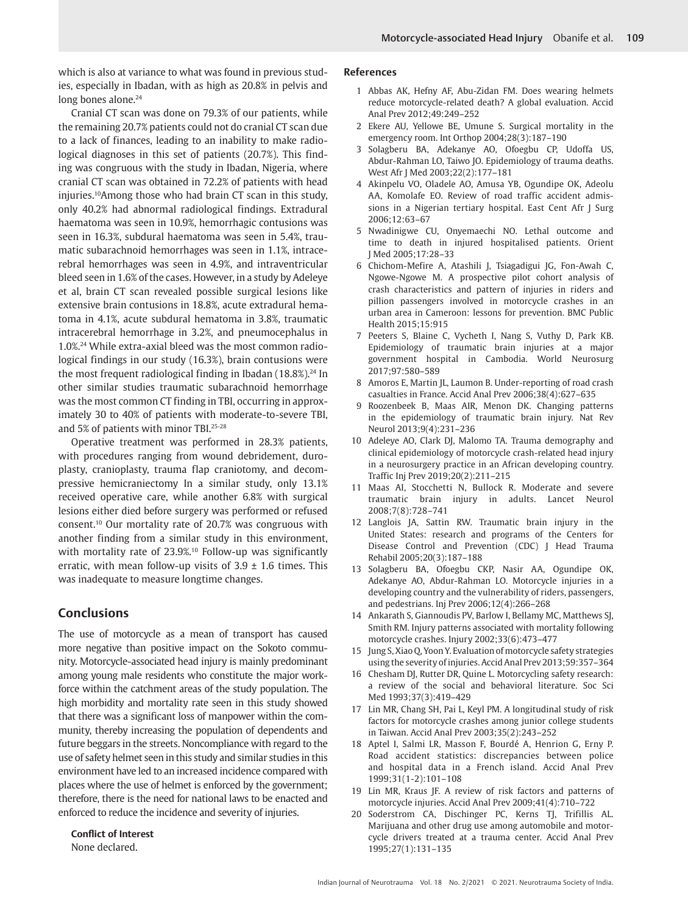which is also at variance to what was found in previous studies, especially in Ibadan, with as high as 20.8% in pelvis and long bones alone.[24]

Cranial CT scan was done on 79.3% of our patients, while the remaining 20.7% patients could not do cranial CT scan due to a lack of finances, leading to an inability to make radiological diagnoses in this set of patients (20.7%). This finding was congruous with the study in Ibadan, Nigeria, where cranial CT scan was obtained in 72.2% of patients with head injuries.[10]Among those who had brain CT scan in this study, only 40.2% had abnormal radiological findings. Extradural haematoma was seen in 10.9%, hemorrhagic contusions was seen in 16.3%, subdural haematoma was seen in 5.4%, traumatic subarachnoid hemorrhages was seen in 1.1%, intracerebral hemorrhages was seen in 4.9%, and intraventricular bleed seen in 1.6% of the cases. However, in a study by Adeleye et al, brain CT scan revealed possible surgical lesions like extensive brain contusions in 18.8%, acute extradural hematoma in 4.1%, acute subdural hematoma in 3.8%, traumatic intracerebral hemorrhage in 3.2%, and pneumocephalus in 1.0%.[24] While extra-axial bleed was the most common radiological findings in our study (16.3%), brain contusions were the most frequent radiological finding in Ibadan (18.8%).[24] In other similar studies traumatic subarachnoid hemorrhage was the most common CT finding in TBI, occurring in approximately 30 to 40% of patients with moderate-to-severe TBI, and 5% of patients with minor TBI.[25-28]

Operative treatment was performed in 28.3% patients, with procedures ranging from wound debridement, duroplasty, cranioplasty, trauma flap craniotomy, and decompressive hemicraniectomy In a similar study, only 13.1% received operative care, while another 6.8% with surgical lesions either died before surgery was performed or refused consent.[10] Our mortality rate of 20.7% was congruous with another finding from a similar study in this environment, with mortality rate of 23.9%.[10] Follow-up was significantly erratic, with mean follow-up visits of $3.9 \pm 1.6$ times. This was inadequate to measure longtime changes.

## Conclusions

The use of motorcycle as a mean of transport has caused more negative than positive impact on the Sokoto community. Motorcycle-associated head injury is mainly predominant among young male residents who constitute the major workforce within the catchment areas of the study population. The high morbidity and mortality rate seen in this study showed that there was a significant loss of manpower within the community, thereby increasing the population of dependents and future beggars in the streets. Noncompliance with regard to the use of safety helmet seen in this study and similar studies in this environment have led to an increased incidence compared with places where the use of helmet is enforced by the government; therefore, there is the need for national laws to be enacted and enforced to reduce the incidence and severity of injuries.

**Conflict of Interest**

None declared.

## References

1. Abbas AK, Hefny AF, Abu-Zidan FM. Does wearing helmets reduce motorcycle-related death? A global evaluation. Accid Anal Prev 2012;49:249–252
2. Ekere AU, Yellowe BE, Umune S. Surgical mortality in the emergency room. Int Orthop 2004;28(3):187–190
3. Solagberu BA, Adekanye AO, Ofoegbu CP, Udoffa US, Abdur-Rahman LO, Taiwo JO. Epidemiology of trauma deaths. West Afr J Med 2003;22(2):177–181
4. Akinpelu VO, Oladele AO, Amusa YB, Ogundipe OK, Adeolu AA, Komolafe EO. Review of road traffic accident admissions in a Nigerian tertiary hospital. East Cent Afr J Surg 2006;12:63–67
5. Nwadinigwe CU, Onyemaechi NO. Lethal outcome and time to death in injured hospitalised patients. Orient J Med 2005;17:28–33
6. Chichom-Mefire A, Atashili J, Tsiagadigui JG, Fon-Awah C, Ngowe-Ngowe M. A prospective pilot cohort analysis of crash characteristics and pattern of injuries in riders and pillion passengers involved in motorcycle crashes in an urban area in Cameroon: lessons for prevention. BMC Public Health 2015;15:915
7. Peeters S, Blaine C, Vycheth I, Nang S, Vuthy D, Park KB. Epidemiology of traumatic brain injuries at a major government hospital in Cambodia. World Neurosurg 2017;97:580–589
8. Amoros E, Martin JL, Laumon B. Under-reporting of road crash casualties in France. Accid Anal Prev 2006;38(4):627–635
9. Roozenbeek B, Maas AIR, Menon DK. Changing patterns in the epidemiology of traumatic brain injury. Nat Rev Neurol 2013;9(4):231–236
10. Adeleye AO, Clark DJ, Malomo TA. Trauma demography and clinical epidemiology of motorcycle crash-related head injury in a neurosurgery practice in an African developing country. Traffic Inj Prev 2019;20(2):211–215
11. Maas AI, Stocchetti N, Bullock R. Moderate and severe traumatic brain injury in adults. Lancet Neurol 2008;7(8):728–741
12. Langlois JA, Sattin RW. Traumatic brain injury in the United States: research and programs of the Centers for Disease Control and Prevention (CDC) J Head Trauma Rehabil 2005;20(3):187–188
13. Solagberu BA, Ofoegbu CKP, Nasir AA, Ogundipe OK, Adekanye AO, Abdur-Rahman LO. Motorcycle injuries in a developing country and the vulnerability of riders, passengers, and pedestrians. Inj Prev 2006;12(4):266–268
14. Ankarath S, Giannoudis PV, Barlow I, Bellamy MC, Matthews SJ, Smith RM. Injury patterns associated with mortality following motorcycle crashes. Injury 2002;33(6):473–477
15. Jung S, Xiao Q, Yoon Y. Evaluation of motorcycle safety strategies using the severity of injuries. Accid Anal Prev 2013;59:357–364
16. Chesham DJ, Rutter DR, Quine L. Motorcycling safety research: a review of the social and behavioral literature. Soc Sci Med 1993;37(3):419–429
17. Lin MR, Chang SH, Pai L, Keyl PM. A longitudinal study of risk factors for motorcycle crashes among junior college students in Taiwan. Accid Anal Prev 2003;35(2):243–252
18. Aptel I, Salmi LR, Masson F, Bourdé A, Henrion G, Erny P. Road accident statistics: discrepancies between police and hospital data in a French island. Accid Anal Prev 1999;31(1-2):101–108
19. Lin MR, Kraus JF. A review of risk factors and patterns of motorcycle injuries. Accid Anal Prev 2009;41(4):710–722
20. Soderstrom CA, Dischinger PC, Kerns TJ, Trifillis AL. Marijuana and other drug use among automobile and motorcycle drivers treated at a trauma center. Accid Anal Prev 1995;27(1):131–135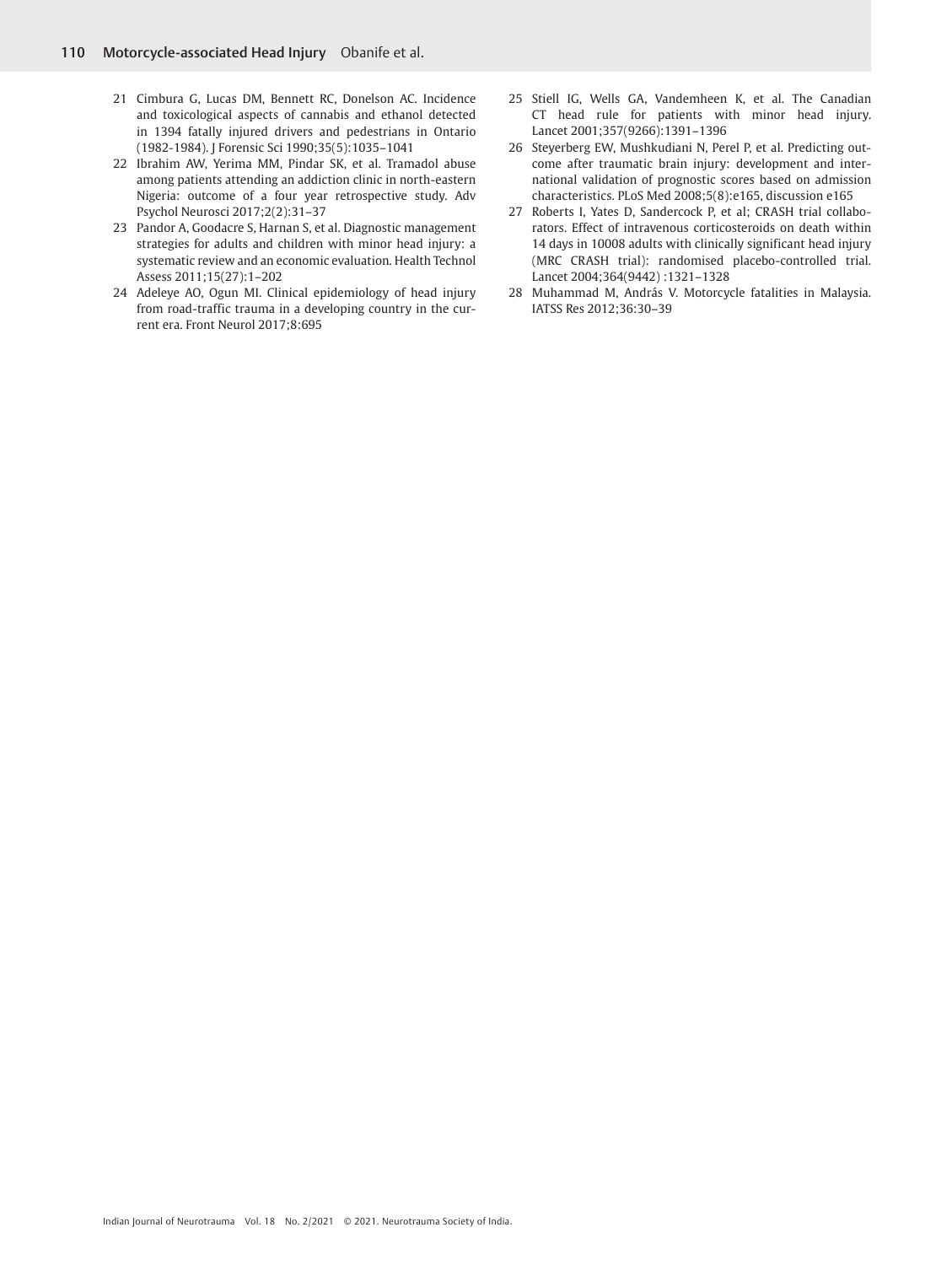21 Cimbura G, Lucas DM, Bennett RC, Donelson AC. Incidence and toxicological aspects of cannabis and ethanol detected in 1394 fatally injured drivers and pedestrians in Ontario (1982-1984). J Forensic Sci 1990;35(5):1035–1041

22 Ibrahim AW, Yerima MM, Pindar SK, et al. Tramadol abuse among patients attending an addiction clinic in north-eastern Nigeria: outcome of a four year retrospective study. Adv Psychol Neurosci 2017;2(2):31–37

23 Pandor A, Goodacre S, Harnan S, et al. Diagnostic management strategies for adults and children with minor head injury: a systematic review and an economic evaluation. Health Technol Assess 2011;15(27):1–202

24 Adeleye AO, Ogun MI. Clinical epidemiology of head injury from road-traffic trauma in a developing country in the current era. Front Neurol 2017;8:695

25 Stiell IG, Wells GA, Vandemheen K, et al. The Canadian CT head rule for patients with minor head injury. Lancet 2001;357(9266):1391–1396

26 Steyerberg EW, Mushkudiani N, Perel P, et al. Predicting outcome after traumatic brain injury: development and international validation of prognostic scores based on admission characteristics. PLoS Med 2008;5(8):e165, discussion e165

27 Roberts I, Yates D, Sandercock P, et al; CRASH trial collaborators. Effect of intravenous corticosteroids on death within 14 days in 10008 adults with clinically significant head injury (MRC CRASH trial): randomised placebo-controlled trial. Lancet 2004;364(9442) :1321–1328

28 Muhammad M, András V. Motorcycle fatalities in Malaysia. IATSS Res 2012;36:30–39